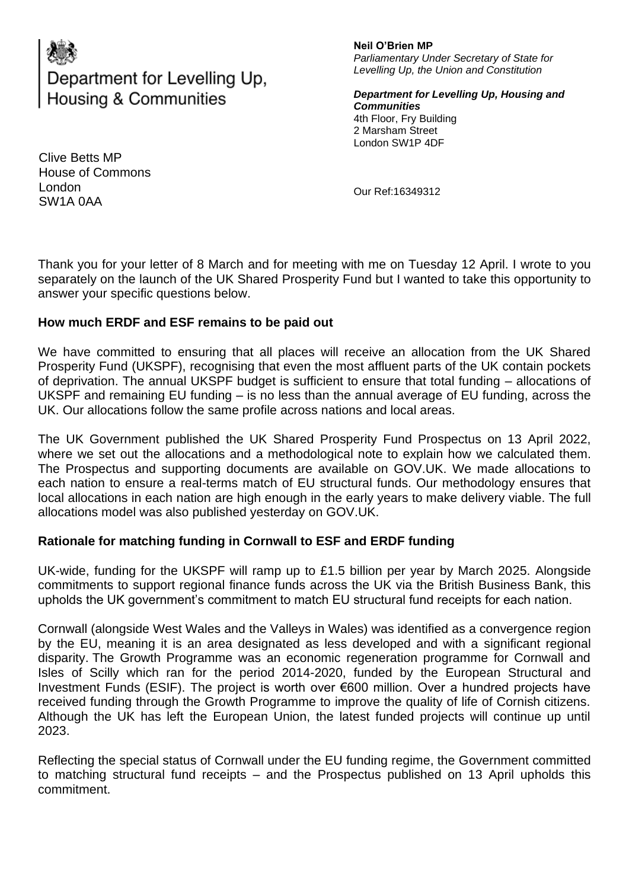Department for Levelling Up, Housing & Communities

**Neil O'Brien MP**
*Parliamentary Under Secretary of State for Levelling Up, the Union and Constitution*

***Department for Levelling Up, Housing and Communities***
4th Floor, Fry Building
2 Marsham Street
London SW1P 4DF

Clive Betts MP
House of Commons
London
SW1A 0AA

Our Ref:16349312

Thank you for your letter of 8 March and for meeting with me on Tuesday 12 April. I wrote to you separately on the launch of the UK Shared Prosperity Fund but I wanted to take this opportunity to answer your specific questions below.

**How much ERDF and ESF remains to be paid out**

We have committed to ensuring that all places will receive an allocation from the UK Shared Prosperity Fund (UKSPF), recognising that even the most affluent parts of the UK contain pockets of deprivation. The annual UKSPF budget is sufficient to ensure that total funding – allocations of UKSPF and remaining EU funding – is no less than the annual average of EU funding, across the UK. Our allocations follow the same profile across nations and local areas.

The UK Government published the UK Shared Prosperity Fund Prospectus on 13 April 2022, where we set out the allocations and a methodological note to explain how we calculated them. The Prospectus and supporting documents are available on GOV.UK. We made allocations to each nation to ensure a real-terms match of EU structural funds. Our methodology ensures that local allocations in each nation are high enough in the early years to make delivery viable. The full allocations model was also published yesterday on GOV.UK.

**Rationale for matching funding in Cornwall to ESF and ERDF funding**

UK-wide, funding for the UKSPF will ramp up to £1.5 billion per year by March 2025. Alongside commitments to support regional finance funds across the UK via the British Business Bank, this upholds the UK government's commitment to match EU structural fund receipts for each nation.

Cornwall (alongside West Wales and the Valleys in Wales) was identified as a convergence region by the EU, meaning it is an area designated as less developed and with a significant regional disparity. The Growth Programme was an economic regeneration programme for Cornwall and Isles of Scilly which ran for the period 2014-2020, funded by the European Structural and Investment Funds (ESIF). The project is worth over €600 million. Over a hundred projects have received funding through the Growth Programme to improve the quality of life of Cornish citizens. Although the UK has left the European Union, the latest funded projects will continue up until 2023.

Reflecting the special status of Cornwall under the EU funding regime, the Government committed to matching structural fund receipts – and the Prospectus published on 13 April upholds this commitment.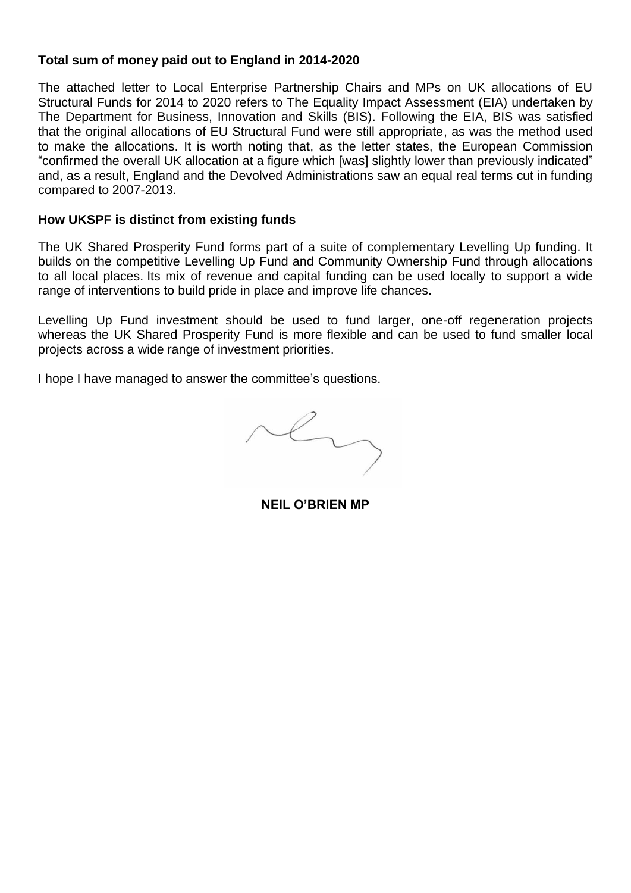**Total sum of money paid out to England in 2014-2020**

The attached letter to Local Enterprise Partnership Chairs and MPs on UK allocations of EU Structural Funds for 2014 to 2020 refers to The Equality Impact Assessment (EIA) undertaken by The Department for Business, Innovation and Skills (BIS). Following the EIA, BIS was satisfied that the original allocations of EU Structural Fund were still appropriate, as was the method used to make the allocations. It is worth noting that, as the letter states, the European Commission "confirmed the overall UK allocation at a figure which [was] slightly lower than previously indicated" and, as a result, England and the Devolved Administrations saw an equal real terms cut in funding compared to 2007-2013.

**How UKSPF is distinct from existing funds**

The UK Shared Prosperity Fund forms part of a suite of complementary Levelling Up funding. It builds on the competitive Levelling Up Fund and Community Ownership Fund through allocations to all local places. Its mix of revenue and capital funding can be used locally to support a wide range of interventions to build pride in place and improve life chances.

Levelling Up Fund investment should be used to fund larger, one-off regeneration projects whereas the UK Shared Prosperity Fund is more flexible and can be used to fund smaller local projects across a wide range of investment priorities.

I hope I have managed to answer the committee's questions.

**NEIL O'BRIEN MP**